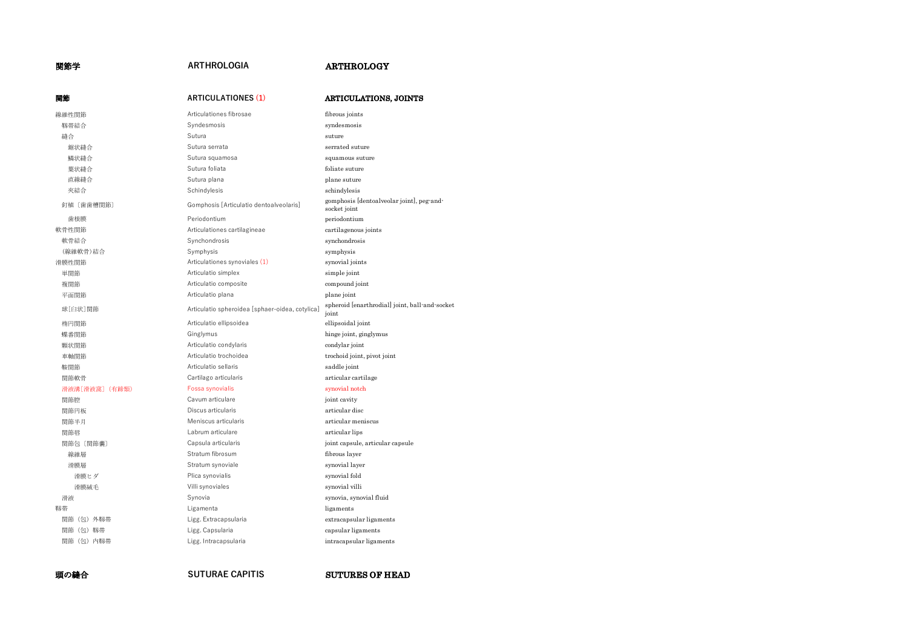| 関節学 | ARTHROLOGIA | ARTHROLOGY |
|---|---|---|
| **関節** | **ARTICULATIONES (1)** | **ARTICULATIONS, JOINTS** |
| 線維性関節 | Articulationes fibrosae | fibrous joints |
| 靭帯結合 | Syndesmosis | syndesmosis |
| 縫合 | Sutura | suture |
| 鋸状縫合 | Sutura serrata | serrated suture |
| 鱗状縫合 | Sutura squamosa | squamous suture |
| 葉状縫合 | Sutura foliata | foliate suture |
| 直線縫合 | Sutura plana | plane suture |
| 夾結合 | Schindylesis | schindylesis |
| 釘植〔歯歯槽関節〕 | Gomphosis [Articulatio dentoalveolaris] | gomphosis [dentoalveolar joint], peg-and-socket joint |
| 歯根膜 | Periodontium | periodontium |
| 軟骨性関節 | Articulationes cartilagineae | cartilagenous joints |
| 軟骨結合 | Synchondrosis | synchondrosis |
| （線維軟骨）結合 | Symphysis | symphysis |
| 滑膜性関節 | Articulationes synoviales (1) | synovial joints |
| 単関節 | Articulatio simplex | simple joint |
| 複関節 | Articulatio composite | compound joint |
| 平面関節 | Articulatio plana | plane joint |
| 球[臼状]関節 | Articulatio spheroidea [sphaer-oidea, cotylica] | spheroid [enarthrodial] joint, ball-and-socket joint |
| 楕円関節 | Articulatio ellipsoidea | ellipsoidal joint |
| 蝶番関節 | Ginglymus | hinge joint, ginglymus |
| 顆状関節 | Articulatio condylaris | condylar joint |
| 車軸関節 | Articulatio trochoidea | trochoid joint, pivot joint |
| 鞍関節 | Articulatio sellaris | saddle joint |
| 関節軟骨 | Cartilago articularis | articular cartilage |
| 滑液溝[滑液窩]（有蹄類） | Fossa synovialis | synovial notch |
| 関節腔 | Cavum articulare | joint cavity |
| 関節円板 | Discus articularis | articular disc |
| 関節半月 | Meniscus articularis | articular meniscus |
| 関節唇 | Labrum articulare | articular lips |
| 関節包〔関節嚢〕 | Capsula articularis | joint capsule, articular capsule |
| 線維層 | Stratum fibrosum | fibrous layer |
| 滑膜層 | Stratum synoviale | synovial layer |
| 滑膜ヒダ | Plica synovialis | synovial fold |
| 滑膜絨毛 | Villi synoviales | synovial villi |
| 滑液 | Synovia | synovia, synovial fluid |
| 靭帯 | Ligamenta | ligaments |
| 関節（包）外靭帯 | Ligg. Extracapsularia | extracapsular ligaments |
| 関節（包）靭帯 | Ligg. Capsularia | capsular ligaments |
| 関節（包）内靭帯 | Ligg. Intracapsularia | intracapsular ligaments |
| **頭の縫合** | **SUTURAE CAPITIS** | **SUTURES OF HEAD** |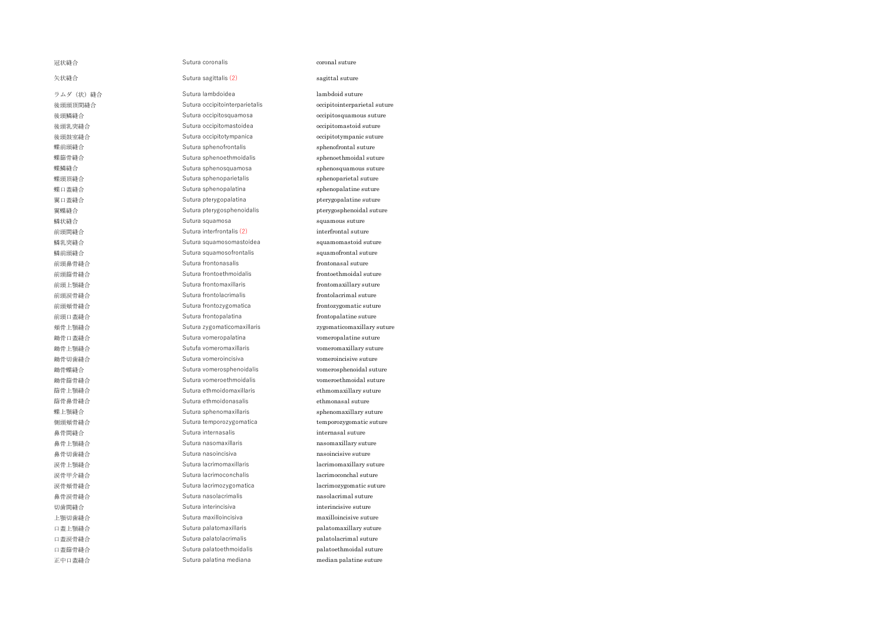| | | |
|---|---|---|
| 冠状縫合 | Sutura coronalis | coronal suture |
| 矢状縫合 | Sutura sagittalis (2) | sagittal suture |
| ラムダ（状）縫合 | Sutura lambdoidea | lambdoid suture |
| 後頭頭頂間縫合 | Sutura occipitointerparietalis | occipitointerparietal suture |
| 後頭鱗縫合 | Sutura occipitosquamosa | occipitosquamous suture |
| 後頭乳突縫合 | Sutura occipitomastoidea | occipitomastoid suture |
| 後頭鼓室縫合 | Sutura occipitotympanica | occipitotympanic suture |
| 蝶前頭縫合 | Sutura sphenofrontalis | sphenofrontal suture |
| 蝶篩骨縫合 | Sutura sphenoethmoidalis | sphenoethmoidal suture |
| 蝶鱗縫合 | Sutura sphenosquamosa | sphenosquamous suture |
| 蝶頭頂縫合 | Sutura sphenoparietalis | sphenoparietal suture |
| 蝶口蓋縫合 | Sutura sphenopalatina | sphenopalatine suture |
| 翼口蓋縫合 | Sutura pterygopalatina | pterygopalatine suture |
| 翼蝶縫合 | Sutura pterygosphenoidalis | pterygosphenoidal suture |
| 鱗状縫合 | Sutura squamosa | squamous suture |
| 前頭間縫合 | Sutura interfrontalis (2) | interfrontal suture |
| 鱗乳突縫合 | Sutura squamosomastoidea | squamomastoid suture |
| 鱗前頭縫合 | Sutura squamosofrontalis | squamofrontal suture |
| 前頭鼻骨縫合 | Sutura frontonasalis | frontonasal suture |
| 前頭篩骨縫合 | Sutura frontoethmoidalis | frontoethmoidal suture |
| 前頭上顎縫合 | Sutura frontomaxillaris | frontomaxillary suture |
| 前頭涙骨縫合 | Sutura frontolacrimalis | frontolacrimal suture |
| 前頭頬骨縫合 | Sutura frontozygomatica | frontozygomatic suture |
| 前頭口蓋縫合 | Sutura frontopalatina | frontopalatine suture |
| 頬骨上顎縫合 | Sutura zygomaticomaxillaris | zygomaticomaxillary suture |
| 鋤骨口蓋縫合 | Sutura vomeropalatina | vomeropalatine suture |
| 鋤骨上顎縫合 | Sutufa vomeromaxillaris | vomeromaxillary suture |
| 鋤骨切歯縫合 | Sutura vomeroincisiva | vomeroincisive suture |
| 鋤骨蝶縫合 | Sutura vomerosphenoidalis | vomerosphenoidal suture |
| 鋤骨篩骨縫合 | Sutura vomeroethmoidalis | vomeroethmoidal suture |
| 篩骨上顎縫合 | Sutura ethmoidomaxillaris | ethmomaxillary suture |
| 篩骨鼻骨縫合 | Sutura ethmoidonasalis | ethmonasal suture |
| 蝶上顎縫合 | Sutura sphenomaxillaris | sphenomaxillary suture |
| 側頭頬骨縫合 | Sutura temporozygomatica | temporozygomatic suture |
| 鼻骨間縫合 | Sutura internasalis | internasal suture |
| 鼻骨上顎縫合 | Sutura nasomaxillaris | nasomaxillary suture |
| 鼻骨切歯縫合 | Sutura nasoincisiva | nasoincisive suture |
| 涙骨上顎縫合 | Sutura lacrimomaxillaris | lacrimomaxillary suture |
| 涙骨甲介縫合 | Sutura lacrimoconchalis | lacrimoconchal suture |
| 涙骨頬骨縫合 | Sutura lacrimozygomatica | lacrimozygomatic suture |
| 鼻骨涙骨縫合 | Sutura nasolacrimalis | nasolacrimal suture |
| 切歯間縫合 | Sutura interincisiva | interincisive suture |
| 上顎切歯縫合 | Sutura maxilloincisiva | maxilloincisive suture |
| 口蓋上顎縫合 | Sutura palatomaxillaris | palatomaxillary suture |
| 口蓋涙骨縫合 | Sutura palatolacrimalis | palatolacrimal suture |
| 口蓋篩骨縫合 | Sutura palatoethmoidalis | palatoethmoidal suture |
| 正中口蓋縫合 | Sutura palatina mediana | median palatine suture |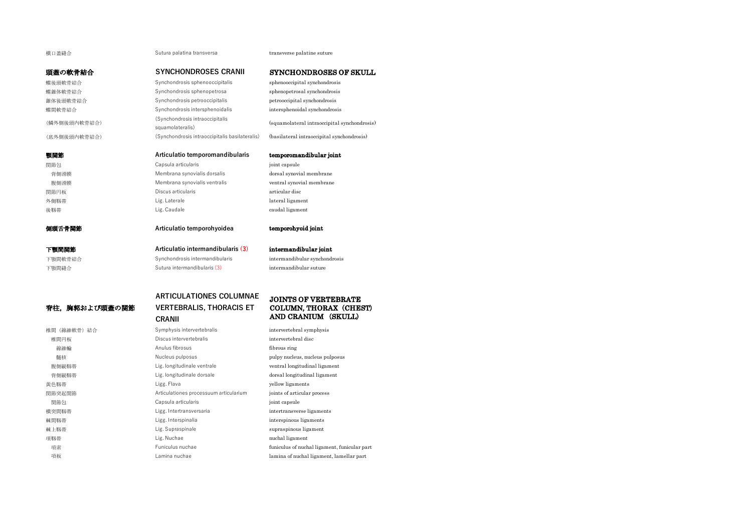| | | |
|---|---|---|
| 横口蓋縫合 | Sutura palatina transversa | transverse palatine suture |

| **頭蓋の軟骨結合** | **SYNCHONDROSES CRANII** | **SYNCHONDROSES OF SKULL** |
|---|---|---|
| 蝶後頭軟骨結合 | Synchondrosis sphenooccipitalis | sphenooccipital synchondrosis |
| 蝶錐体軟骨結合 | Synchondrosis sphenopetrosa | sphenopetrosal synchondrosis |
| 錐体後頭軟骨結合 | Synchondrosis petrooccipitalis | petrooccipital synchondrosis |
| 蝶間軟骨結合 | Synchondrosis intersphenoidalis | intersphenoidal synchondrosis |
| (鱗外側後頭内軟骨結合) | (Synchondrosis intraoccipitalis squamolateralis) | (squamolateral intraoccipital synchondrosis) |
| (底外側後頭内軟骨結合) | (Synchondrosis intraoccipitalis basilateralis) | (basilateral intraoccipital synchondrosis) |

| **顎関節** | **Articulatio temporomandibularis** | **temporomandibular joint** |
|---|---|---|
| 関節包 | Capsula articularis | joint capsule |
| 背側滑膜 | Membrana synovialis dorsalis | dorsal synovial membrane |
| 腹側滑膜 | Membrana synovialis ventralis | ventral synovial membrane |
| 関節円板 | Discus articularis | articular disc |
| 外側靱帯 | Lig. Laterale | lateral ligament |
| 後靱帯 | Lig. Caudale | caudal ligament |

| **側頭舌骨関節** | **Articulatio temporohyoidea** | **temporohyoid joint** |
|---|---|---|

| **下顎間関節** | **Articulatio intermandibularis (3)** | **intermandibular joint** |
|---|---|---|
| 下顎間軟骨結合 | Synchondrosis intermandibularis | intermandibular synchondrosis |
| 下顎間縫合 | Sutura intermandibularis (3) | intermandibular suture |

| **脊柱，胸郭および頭蓋の関節** | **ARTICULATIONES COLUMNAE VERTEBRALIS, THORACIS ET CRANII** | **JOINTS OF VERTEBRATE COLUMN, THORAX (CHEST) AND CRANIUM (SKULL)** |
|---|---|---|
| 椎間（線維軟骨）結合 | Symphysis intervertebralis | intervertebral symphysis |
| 椎間円板 | Discus intervertebralis | intervertebral disc |
| 線維輪 | Anulus fibrosus | fibrous ring |
| 髄核 | Nucleus pulposus | pulpy nucleus, nucleus pulposus |
| 腹側縦靱帯 | Lig. longitudinale ventrale | ventral longitudinal ligament |
| 背側縦靱帯 | Lig. longitudinale dorsale | dorsal longitudinal ligament |
| 黄色靱帯 | Ligg. Flava | yellow ligaments |
| 関節突起関節 | Articulationes processuum articularium | joints of articular process |
| 関節包 | Capsula articularis | joint capsule |
| 横突間靱帯 | Ligg. Intertransversaria | intertransverse ligaments |
| 棘間靱帯 | Ligg. Interspinalia | interspinous ligaments |
| 棘上靱帯 | Lig. Supraspinale | supraspinous ligament |
| 項靱帯 | Lig. Nuchae | nuchal ligament |
| 項索 | Funiculus nuchae | funiculus of nuchal ligament, funicular part |
| 項板 | Lamina nuchae | lamina of nuchal ligament, lamellar part |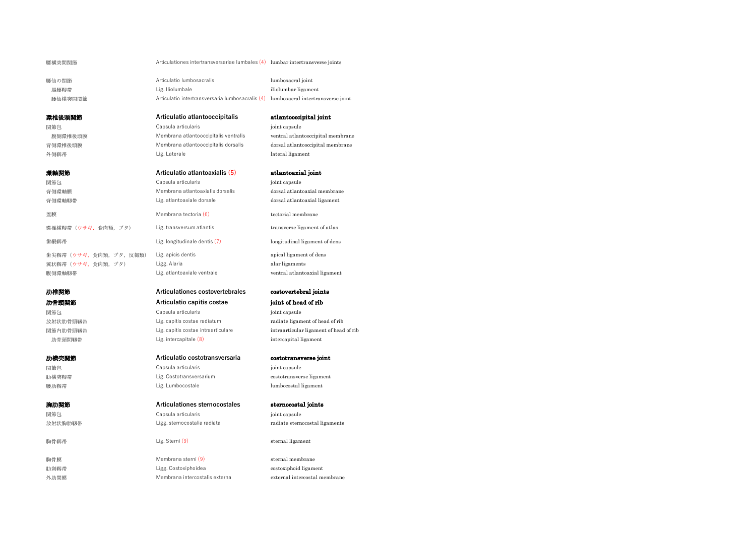| | | |
|---|---|---|
| 腰横突間関節 | Articulationes intertransversariae lumbales (4) | lumbar intertransverse joints |
| | | |
| 腰仙の関節 | Articulatio lumbosacralis | lumbosacral joint |
| 　腸腰靱帯 | Lig. Iliolumbale | iliolumbar ligament |
| 　腰仙横突間関節 | Articulatio intertransversaria lumbosacralis (4) | lumbosacral intertransverse joint |
| | | |
| **環椎後頭関節** | **Articulatio atlantooccipitalis** | **atlantooccipital joint** |
| 関節包 | Capsula articularis | joint capsule |
| 　腹側環椎後頭膜 | Membrana atlantooccipitalis ventralis | ventral atlantooccipital membrane |
| 背側環椎後頭膜 | Membrana atlantooccipitalis dorsalis | dorsal atlantooccipital membrane |
| 外側靱帯 | Lig. Laterale | lateral ligament |
| | | |
| **環軸関節** | **Articulatio atlantoaxialis (5)** | **atlantoaxial joint** |
| 関節包 | Capsula articularis | joint capsule |
| 背側環軸膜 | Membrana atlantoaxialis dorsalis | dorsal atlantoaxial membrane |
| 背側環軸靱帯 | Lig. atlantoaxiale dorsale | dorsal atlantoaxial ligament |
| | | |
| 蓋膜 | Membrana tectoria (6) | tectorial membrane |
| | | |
| 環椎横靱帯（ウサギ，食肉類，ブタ） | Lig. transversum atlantis | transverse ligament of atlas |
| | | |
| 歯縦靱帯 | Lig. longitudinale dentis (7) | longitudinal ligament of dens |
| | | |
| 歯尖靱帯（ウサギ，食肉類，ブタ，反芻類） | Lig. apicis dentis | apical ligament of dens |
| 翼状靱帯（ウサギ，食肉類，ブタ） | Ligg. Alaria | alar ligaments |
| 腹側環軸靱帯 | Lig. atlantoaxiale ventrale | ventral atlantoaxial ligament |
| | | |
| **肋椎関節** | **Articulationes costovertebrales** | **costovertebral joints** |
| **肋骨頭関節** | **Articulatio capitis costae** | **joint of head of rib** |
| 関節包 | Capsula articularis | joint capsule |
| 放射状肋骨頭靱帯 | Lig. capitis costae radiatum | radiate ligament of head of rib |
| 関節内肋骨頭靱帯 | Lig. capitis costae intraarticulare | intraarticular ligament of head of rib |
| 　肋骨頭間靱帯 | Lig. intercapitale (8) | intercapital ligament |
| | | |
| **肋横突関節** | **Articulatio costotransversaria** | **costotransverse joint** |
| 関節包 | Capsula articularis | joint capsule |
| 肋横突靱帯 | Lig. Costotransversarium | costotransverse ligament |
| 腰肋靱帯 | Lig. Lumbocostale | lumbocostal ligament |
| | | |
| **胸肋関節** | **Articulationes sternocostales** | **sternocostal joints** |
| 関節包 | Capsula articularis | joint capsule |
| 放射状胸肋靱帯 | Ligg. sternocostalia radiata | radiate sternocostal ligaments |
| | | |
| 胸骨靱帯 | Lig. Sterni (9) | sternal ligament |
| | | |
| 胸骨膜 | Membrana sterni (9) | sternal membrane |
| 肋剣靱帯 | Ligg. Costoxiphoidea | costoxiphoid ligament |
| 外肋間膜 | Membrana intercostalis externa | external intercostal membrane |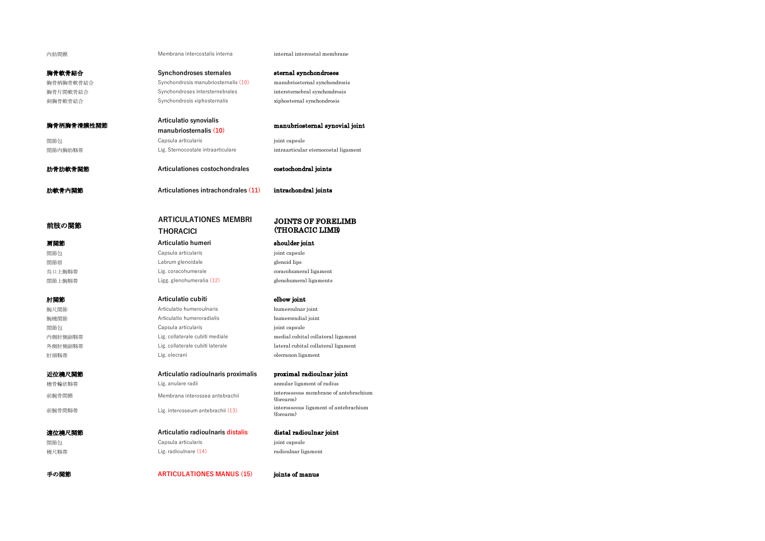| | | |
|---|---|---|
| 内肋間膜 | Membrana intercostalis interna | internal intercostal membrane |
| **胸骨軟骨結合** | **Synchondroses sternales** | **sternal synchondroses** |
| 胸骨柄胸骨軟骨結合 | Synchondrosis manubriosternalis (10) | manubriosternal synchondrosis |
| 胸骨片間軟骨結合 | Synchondroses intersternebrales | intersternebral synchondrosis |
| 剣胸骨軟骨結合 | Synchondrosis xiphosternalis | xiphosternal synchondrosis |
| **胸骨柄胸骨滑膜性関節** | **Articulatio synovialis manubriosternalis (10)** | **manubriosternal synovial joint** |
| 関節包 | Capsula articularis | joint capsule |
| 関節内胸肋靱帯 | Lig. Sternocostale intraarticulare | intraarticular sternocostal ligament |
| **肋骨肋軟骨関節** | **Articulationes costochondrales** | **costochondral joints** |
| **肋軟骨内関節** | **Articulationes intrachondrales (11)** | **intrachondral joints** |
| **前肢の関節** | **ARTICULATIONES MEMBRI THORACICI** | **JOINTS OF FORELIMB (THORACIC LIMB)** |
| **肩関節** | **Articulatio humeri** | **shoulder joint** |
| 関節包 | Capsula articularis | joint capsule |
| 関節唇 | Labrum glenoidale | glenoid lips |
| 烏口上腕靱帯 | Lig. coracohumerale | coracohumeral ligament |
| 関節上腕靱帯 | Ligg. glenohumeralia (12) | glenohumeral ligaments |
| **肘関節** | **Articulatio cubiti** | **elbow joint** |
| 腕尺関節 | Articulatio humeroulnaris | humeroulnar joint |
| 腕橈関節 | Articulatio humeroradialis | humeroradial joint |
| 関節包 | Capsula articularis | joint capsule |
| 内側肘側副靱帯 | Lig. collaterale cubiti mediale | medial cubital collateral ligament |
| 外側肘側副靱帯 | Lig. collaterale cubiti laterale | lateral cubital collateral ligament |
| 肘頭靱帯 | Lig. olecrani | olecranon ligament |
| **近位橈尺関節** | **Articulatio radioulnaris proximalis** | **proximal radioulnar joint** |
| 橈骨輪状靱帯 | Lig. anulare radii | annular ligament of radius |
| 前腕骨間膜 | Membrana interossea antebrachii | interosseous membrane of antebrachium (forearm) |
| 前腕骨間靱帯 | Lig. interosseum antebrachii (13) | interosseous ligament of antebrachium (forearm) |
| **遠位橈尺関節** | **Articulatio radioulnaris distalis** | **distal radioulnar joint** |
| 関節包 | Capsula articularis | joint capsule |
| 橈尺靱帯 | Lig. radioulnare (14) | radioulnar ligament |
| **手の関節** | **ARTICULATIONES MANUS (15)** | **joints of manus** |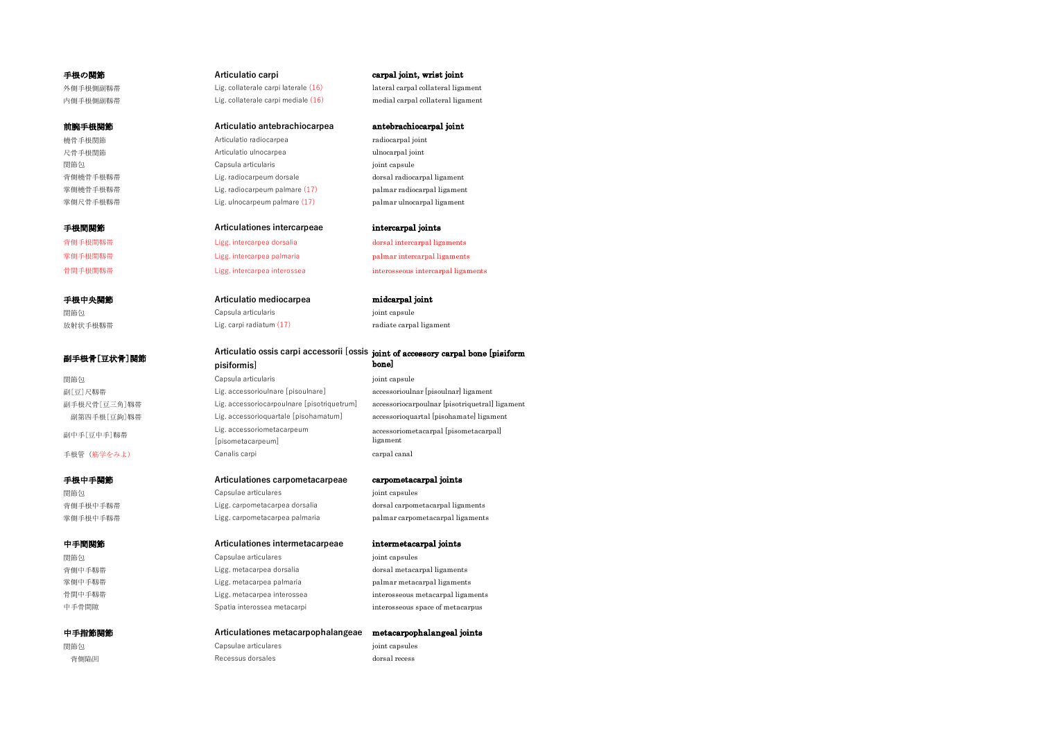| 手根の関節 | Articulatio carpi | carpal joint, wrist joint |
|---|---|---|
| 外側手根側副靱帯 | Lig. collaterale carpi laterale (16) | lateral carpal collateral ligament |
| 内側手根側副靱帯 | Lig. collaterale carpi mediale (16) | medial carpal collateral ligament |
| | | |
| **前腕手根関節** | **Articulatio antebrachiocarpea** | **antebrachiocarpal joint** |
| 橈骨手根関節 | Articulatio radiocarpea | radiocarpal joint |
| 尺骨手根関節 | Articulatio ulnocarpea | ulnocarpal joint |
| 関節包 | Capsula articularis | joint capsule |
| 背側橈骨手根靱帯 | Lig. radiocarpeum dorsale | dorsal radiocarpal ligament |
| 掌側橈骨手根靱帯 | Lig. radiocarpeum palmare (17) | palmar radiocarpal ligament |
| 掌側尺骨手根靱帯 | Lig. ulnocarpeum palmare (17) | palmar ulnocarpal ligament |
| | | |
| **手根間関節** | **Articulationes intercarpeae** | **intercarpal joints** |
| 背側手根間靱帯 | Ligg. intercarpea dorsalia | dorsal intercarpal ligaments |
| 掌側手根間靱帯 | Ligg. intercarpea palmaria | palmar intercarpal ligaments |
| 骨間手根間靱帯 | Ligg. intercarpea interossea | interosseous intercarpal ligaments |
| | | |
| **手根中央関節** | **Articulatio mediocarpea** | **midcarpal joint** |
| 関節包 | Capsula articularis | joint capsule |
| 放射状手根靱帯 | Lig. carpi radiatum (17) | radiate carpal ligament |
| | | |
| **副手根骨[豆状骨]関節** | **Articulatio ossis carpi accessorii [ossis pisiformis]** | **joint of accessory carpal bone [pisiform bone]** |
| 関節包 | Capsula articularis | joint capsule |
| 副[豆]尺靱帯 | Lig. accessorioulnare [pisoulnare] | accessorioulnar [pisoulnar] ligament |
| 副手根尺骨[豆三角]靱帯 | Lig. accessoriocarpoulnare [pisotriquetrum] | accessoriocarpoulnar [pisotriquetral] ligament |
| 副第四手根[豆鈎]靱帯 | Lig. accessorioquartale [pisohamatum] | accessorioquartal [pisohamate] ligament |
| 副中手[豆中手]靱帯 | Lig. accessoriometacarpeum [pisometacarpeum] | accessoriometacarpal [pisometacarpal] ligament |
| 手根管（筋学をみよ） | Canalis carpi | carpal canal |
| | | |
| **手根中手関節** | **Articulationes carpometacarpeae** | **carpometacarpal joints** |
| 関節包 | Capsulae articulares | joint capsules |
| 背側手根中手靱帯 | Ligg. carpometacarpea dorsalia | dorsal carpometacarpal ligaments |
| 掌側手根中手靱帯 | Ligg. carpometacarpea palmaria | palmar carpometacarpal ligaments |
| | | |
| **中手間関節** | **Articulationes intermetacarpeae** | **intermetacarpal joints** |
| 関節包 | Capsulae articulares | joint capsules |
| 背側中手靱帯 | Ligg. metacarpea dorsalia | dorsal metacarpal ligaments |
| 掌側中手靱帯 | Ligg. metacarpea palmaria | palmar metacarpal ligaments |
| 骨間中手靱帯 | Ligg. metacarpea interossea | interosseous metacarpal ligaments |
| 中手骨間隙 | Spatia interossea metacarpi | interosseous space of metacarpus |
| | | |
| **中手指節関節** | **Articulationes metacarpophalangeae** | **metacarpophalangeal joints** |
| 関節包 | Capsulae articulares | joint capsules |
| 背側陥凹 | Recessus dorsales | dorsal recess |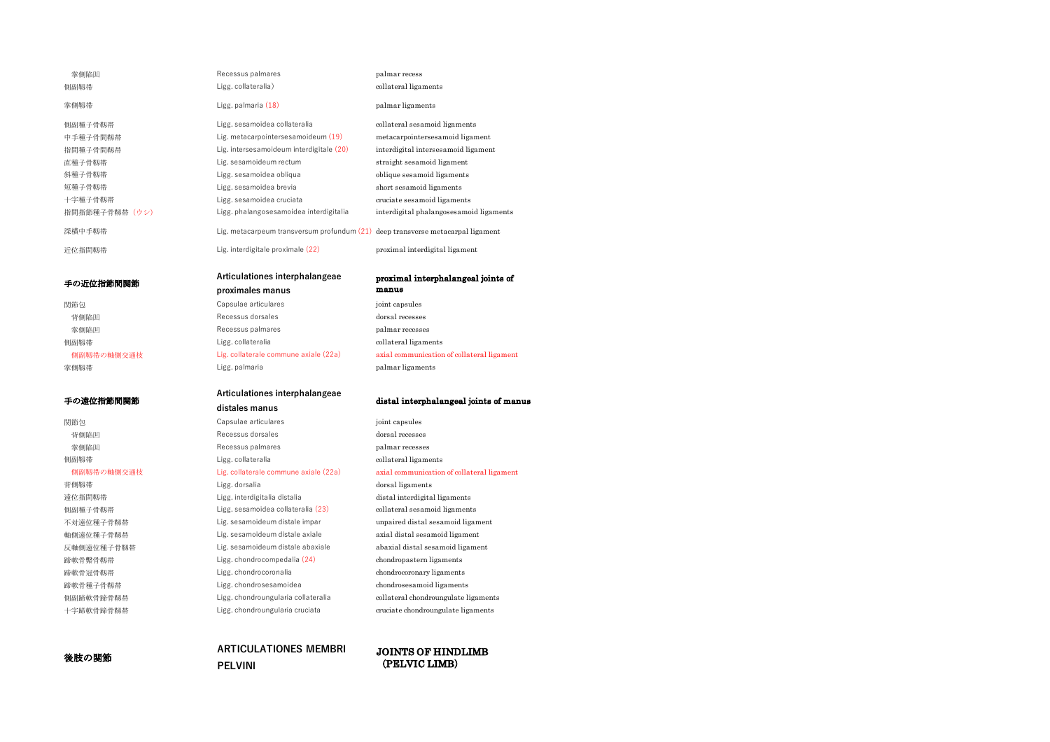| | | |
|---|---|---|
| 掌側陥凹 | Recessus palmares | palmar recess |
| 側副靱帯 | Ligg. collateralia) | collateral ligaments |
| 掌側靱帯 | Ligg. palmaria (18) | palmar ligaments |
| 側副種子骨靱帯 | Ligg. sesamoidea collateralia | collateral sesamoid ligaments |
| 中手種子骨間靱帯 | Lig. metacarpointersesamoideum (19) | metacarpointersesamoid ligament |
| 指間種子骨間靱帯 | Lig. intersesamoideum interdigitale (20) | interdigital intersesamoid ligament |
| 直種子骨靱帯 | Lig. sesamoideum rectum | straight sesamoid ligament |
| 斜種子骨靱帯 | Ligg. sesamoidea obliqua | oblique sesamoid ligaments |
| 短種子骨靱帯 | Ligg. sesamoidea brevia | short sesamoid ligaments |
| 十字種子骨靱帯 | Ligg. sesamoidea cruciata | cruciate sesamoid ligaments |
| 指間指節種子骨靱帯（ウシ） | Ligg. phalangosesamoidea interdigitalia | interdigital phalangosesamoid ligaments |
| 深横中手靱帯 | Lig. metacarpeum transversum profundum (21) | deep transverse metacarpal ligament |
| 近位指間靱帯 | Lig. interdigitale proximale (22) | proximal interdigital ligament |
| **手の近位指節間関節** | **Articulationes interphalangeae proximales manus** | **proximal interphalangeal joints of manus** |
| 関節包 | Capsulae articulares | joint capsules |
| 背側陥凹 | Recessus dorsales | dorsal recesses |
| 掌側陥凹 | Recessus palmares | palmar recesses |
| 側副靱帯 | Ligg. collateralia | collateral ligaments |
| 側副靱帯の軸側交通枝 | Lig. collaterale commune axiale (22a) | axial communication of collateral ligament |
| 掌側靱帯 | Ligg. palmaria | palmar ligaments |
| **手の遠位指節間関節** | **Articulationes interphalangeae distales manus** | **distal interphalangeal joints of manus** |
| 関節包 | Capsulae articulares | joint capsules |
| 背側陥凹 | Recessus dorsales | dorsal recesses |
| 掌側陥凹 | Recessus palmares | palmar recesses |
| 側副靱帯 | Ligg. collateralia | collateral ligaments |
| 側副靱帯の軸側交通枝 | Lig. collaterale commune axiale (22a) | axial communication of collateral ligament |
| 背側靱帯 | Ligg. dorsalia | dorsal ligaments |
| 遠位指間靱帯 | Ligg. interdigitalia distalia | distal interdigital ligaments |
| 側副種子骨靱帯 | Ligg. sesamoidea collateralia (23) | collateral sesamoid ligaments |
| 不対遠位種子骨靱帯 | Lig. sesamoideum distale impar | unpaired distal sesamoid ligament |
| 軸側遠位種子骨靱帯 | Lig. sesamoideum distale axiale | axial distal sesamoid ligament |
| 反軸側遠位種子骨靱帯 | Lig. sesamoideum distale abaxiale | abaxial distal sesamoid ligament |
| 蹄軟骨繋骨靱帯 | Ligg. chondrocompedalia (24) | chondropastern ligaments |
| 蹄軟骨冠骨靱帯 | Ligg. chondrocoronalia | chondrocoronary ligaments |
| 蹄軟骨種子骨靱帯 | Ligg. chondrosesamoidea | chondrosesamoid ligaments |
| 側副蹄軟骨蹄骨靱帯 | Ligg. chondroungularia collateralia | collateral chondroungulate ligaments |
| 十字蹄軟骨蹄骨靱帯 | Ligg. chondroungularia cruciata | cruciate chondroungulate ligaments |
| **後肢の関節** | **ARTICULATIONES MEMBRI PELVINI** | **JOINTS OF HINDLIMB (PELVIC LIMB)** |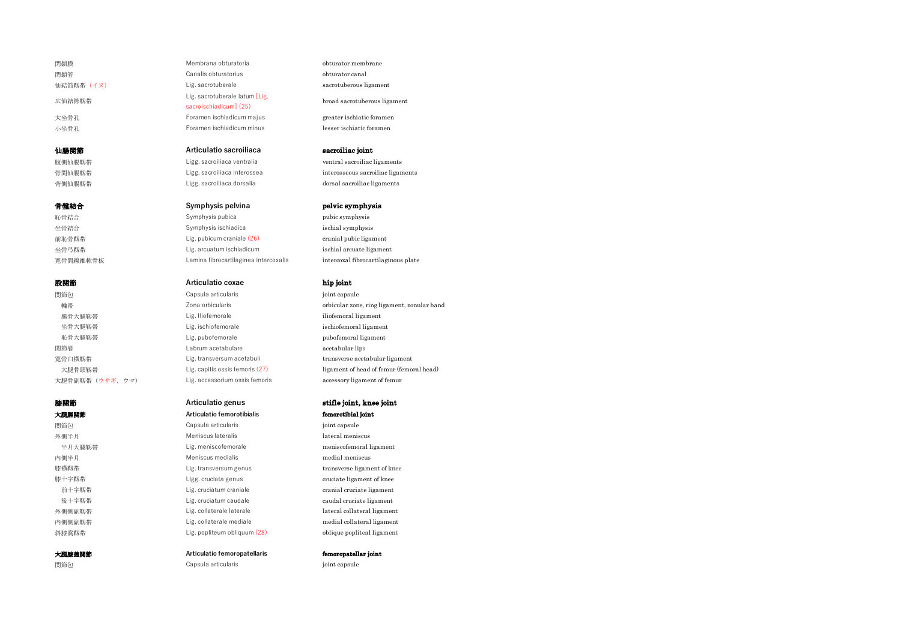| | | |
|---|---|---|
| 閉鎖膜 | Membrana obturatoria | obturator membrane |
| 閉鎖管 | Canalis obturatorius | obturator canal |
| 仙結節靱帯（イヌ） | Lig. sacrotuberale | sacrotuberous ligament |
| 広仙結節靱帯 | Lig. sacrotuberale latum [Lig. sacroischiadicum] (25) | broad sacrotuberous ligament |
| 大坐骨孔 | Foramen ischiadicum majus | greater ischiatic foramen |
| 小坐骨孔 | Foramen ischiadicum minus | lesser ischiatic foramen |

| | | |
|---|---|---|
| **仙腸関節** | **Articulatio sacroiliaca** | **sacroiliac joint** |
| 腹側仙腸靱帯 | Ligg. sacroiliaca ventralia | ventral sacroiliac ligaments |
| 骨間仙腸靱帯 | Ligg. sacroiliaca interossea | interosseous sacroiliac ligaments |
| 背側仙腸靱帯 | Ligg. sacroiliaca dorsalia | dorsal sacroiliac ligaments |

| | | |
|---|---|---|
| **骨盤結合** | **Symphysis pelvina** | **pelvic symphysis** |
| 恥骨結合 | Symphysis pubica | pubic symphysis |
| 坐骨結合 | Symphysis ischiadica | ischial symphysis |
| 前恥骨靱帯 | Lig. pubicum craniale (26) | cranial pubic ligament |
| 坐骨弓靱帯 | Lig. arcuatum ischiadicum | ischial arcuate ligament |
| 寛骨間線維軟骨板 | Lamina fibrocartilaginea intercoxalis | intercoxal fibrocartilaginous plate |

| | | |
|---|---|---|
| **股関節** | **Articulatio coxae** | **hip joint** |
| 関節包 | Capsula articularis | joint capsule |
| 輪帯 | Zona orbicularis | orbicular zone, ring ligament, zonular band |
| 腸骨大腿靱帯 | Lig. iliofemorale | iliofemoral ligament |
| 坐骨大腿靱帯 | Lig. ischiofemorale | ischiofemoral ligament |
| 恥骨大腿靱帯 | Lig. pubofemorale | pubofemoral ligament |
| 関節唇 | Labrum acetabulare | acetabular lips |
| 寛骨臼横靱帯 | Lig. transversum acetabuli | transverse acetabular ligament |
| 大腿骨頭靱帯 | Lig. capitis ossis femoris (27) | ligament of head of femur (femoral head) |
| 大腿骨副靱帯（ウサギ，ウマ） | Lig. accessorium ossis femoris | accessory ligament of femur |

| | | |
|---|---|---|
| **膝関節** | **Articulatio genus** | **stifle joint, knee joint** |
| **大腿脛関節** | **Articulatio femorotibialis** | **femorotibial joint** |
| 関節包 | Capsula articularis | joint capsule |
| 外側半月 | Meniscus lateralis | lateral meniscus |
| 半月大腿靱帯 | Lig. meniscofemorale | meniscofemoral ligament |
| 内側半月 | Meniscus medialis | medial meniscus |
| 膝横靱帯 | Lig. transversum genus | transverse ligament of knee |
| 膝十字靱帯 | Ligg. cruciata genus | cruciate ligament of knee |
| 前十字靱帯 | Lig. cruciatum craniale | cranial cruciate ligament |
| 後十字靱帯 | Lig. cruciatum caudale | caudal cruciate ligament |
| 外側側副靱帯 | Lig. collaterale laterale | lateral collateral ligament |
| 内側側副靱帯 | Lig. collaterale mediale | medial collateral ligament |
| 斜膝窩靱帯 | Lig. popliteum obliquum (28) | oblique popliteal ligament |

| | | |
|---|---|---|
| **大腿膝蓋関節** | **Articulatio femoropatellaris** | **femoropatellar joint** |
| 関節包 | Capsula articularis | joint capsule |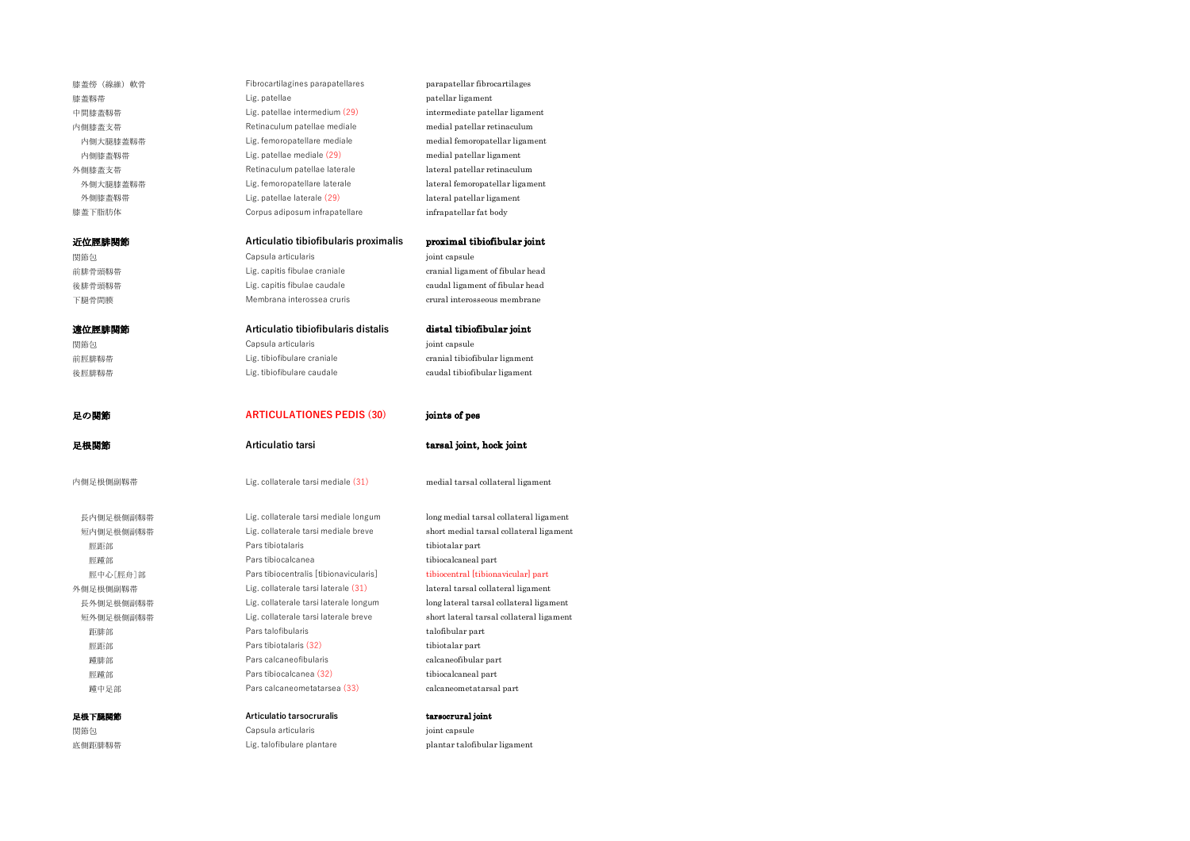| | | |
|---|---|---|
| 膝蓋傍（線維）軟骨 | Fibrocartilagines parapatellares | parapatellar fibrocartilages |
| 膝蓋靱帯 | Lig. patellae | patellar ligament |
| 中間膝蓋靱帯 | Lig. patellae intermedium (29) | intermediate patellar ligament |
| 内側膝蓋支帯 | Retinaculum patellae mediale | medial patellar retinaculum |
| 内側大腿膝蓋靱帯 | Lig. femoropatellare mediale | medial femoropatellar ligament |
| 内側膝蓋靱帯 | Lig. patellae mediale (29) | medial patellar ligament |
| 外側膝蓋支帯 | Retinaculum patellae laterale | lateral patellar retinaculum |
| 外側大腿膝蓋靱帯 | Lig. femoropatellare laterale | lateral femoropatellar ligament |
| 外側膝蓋靱帯 | Lig. patellae laterale (29) | lateral patellar ligament |
| 膝蓋下脂肪体 | Corpus adiposum infrapatellare | infrapatellar fat body |
| **近位脛腓関節** | **Articulatio tibiofibularis proximalis** | **proximal tibiofibular joint** |
| 関節包 | Capsula articularis | joint capsule |
| 前腓骨頭靱帯 | Lig. capitis fibulae craniale | cranial ligament of fibular head |
| 後腓骨頭靱帯 | Lig. capitis fibulae caudale | caudal ligament of fibular head |
| 下腿骨間膜 | Membrana interossea cruris | crural interosseous membrane |
| **遠位脛腓関節** | **Articulatio tibiofibularis distalis** | **distal tibiofibular joint** |
| 関節包 | Capsula articularis | joint capsule |
| 前脛腓靱帯 | Lig. tibiofibulare craniale | cranial tibiofibular ligament |
| 後脛腓靱帯 | Lig. tibiofibulare caudale | caudal tibiofibular ligament |
| **足の関節** | **ARTICULATIONES PEDIS (30)** | **joints of pes** |
| **足根関節** | **Articulatio tarsi** | **tarsal joint, hock joint** |
| 内側足根側副靱帯 | Lig. collaterale tarsi mediale (31) | medial tarsal collateral ligament |
| 長内側足根側副靱帯 | Lig. collaterale tarsi mediale longum | long medial tarsal collateral ligament |
| 短内側足根側副靱帯 | Lig. collaterale tarsi mediale breve | short medial tarsal collateral ligament |
| 脛距部 | Pars tibiotalaris | tibiotalar part |
| 脛踵部 | Pars tibiocalcanea | tibiocalcaneal part |
| 脛中心[脛舟]部 | Pars tibiocentralis [tibionavicularis] | tibiocentral [tibionavicular] part |
| 外側足根側副靱帯 | Lig. collaterale tarsi laterale (31) | lateral tarsal collateral ligament |
| 長外側足根側副靱帯 | Lig. collaterale tarsi laterale longum | long lateral tarsal collateral ligament |
| 短外側足根側副靱帯 | Lig. collaterale tarsi laterale breve | short lateral tarsal collateral ligament |
| 距腓部 | Pars talofibularis | talofibular part |
| 脛距部 | Pars tibiotalaris (32) | tibiotalar part |
| 踵腓部 | Pars calcaneofibularis | calcaneofibular part |
| 脛踵部 | Pars tibiocalcanea (32) | tibiocalcaneal part |
| 踵中足部 | Pars calcaneometatarsea (33) | calcaneometatarsal part |
| **足根下腿関節** | **Articulatio tarsocruralis** | **tarsocrural joint** |
| 関節包 | Capsula articularis | joint capsule |
| 底側距腓靱帯 | Lig. talofibulare plantare | plantar talofibular ligament |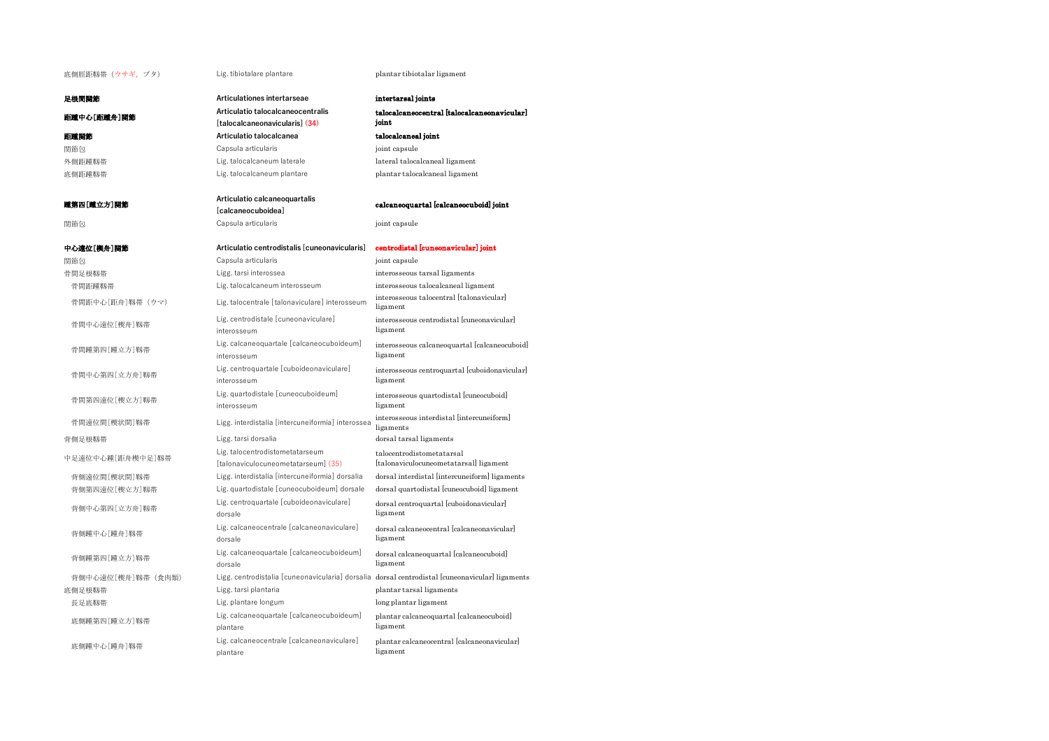| | | |
|---|---|---|
| 底側脛距靱帯（ウサギ，ブタ） | Lig. tibiotalare plantare | plantar tibiotalar ligament |
| **足根間関節** | **Articulationes intertarseae** | **intertarsal joints** |
| **距踵中心[距踵舟]関節** | **Articulatio talocalcaneocentralis [talocalcaneonavicularis]** (34) | **talocalcaneocentral [talocalcaneonavicular] joint** |
| **距踵関節** | **Articulatio talocalcanea** | **talocalcaneal joint** |
| 関節包 | Capsula articularis | joint capsule |
| 外側距踵靱帯 | Lig. talocalcaneum laterale | lateral talocalcaneal ligament |
| 底側距踵靱帯 | Lig. talocalcaneum plantare | plantar talocalcaneal ligament |
| **踵第四[踵立方]関節** | **Articulatio calcaneoquartalis [calcaneocuboidea]** | **calcaneoquartal [calcaneocuboid] joint** |
| 関節包 | Capsula articularis | joint capsule |
| **中心遠位[楔舟]関節** | **Articulatio centrodistalis [cuneonavicularis]** | **centrodistal [cuneonavicular] joint** |
| 関節包 | Capsula articularis | joint capsule |
| 骨間足根靱帯 | Ligg. tarsi interossea | interosseous tarsal ligaments |
| 　骨間距踵靱帯 | Lig. talocalcaneum interosseum | interosseous talocalcaneal ligament |
| 　骨間距中心[距舟]靱帯（ウマ） | Lig. talocentrale [talonaviculare] interosseum | interosseous talocentral [talonavicular] ligament |
| 　骨間中心遠位[楔舟]靱帯 | Lig. centrodistale [cuneonaviculare] interosseum | interosseous centrodistal [cuneonavicular] ligament |
| 　骨間踵第四[踵立方]靱帯 | Lig. calcaneoquartale [calcaneocuboideum] interosseum | interosseous calcaneoquartal [calcaneocuboid] ligament |
| 　骨間中心第四[立方舟]靱帯 | Lig. centroquartale [cuboideonaviculare] interosseum | interosseous centroquartal [cuboidonavicular] ligament |
| 　骨間第四遠位[楔立方]靱帯 | Lig. quartodistale [cuneocuboideum] interosseum | interosseous quartodistal [cuneocuboid] ligament |
| 　骨間遠位間[楔状間]靱帯 | Ligg. interdistalia [intercuneiformia] interossea | interosseous interdistal [intercuneiform] ligaments |
| 背側足根靱帯 | Ligg. tarsi dorsalia | dorsal tarsal ligaments |
| 中足遠位中心踵[距舟楔中足]靱帯 | Lig. talocentrodistometatarseum [talonaviculocuneometatarseum] (35) | talocentrodistometatarsal [talonaviculocuneometatarsal] ligament |
| 　背側遠位間[楔状間]靱帯 | Ligg. interdistalia [intercuneiformia] dorsalia | dorsal interdistal [intercuneiform] ligaments |
| 　背側第四遠位[楔立方]靱帯 | Lig. quartodistale [cuneocuboideum] dorsale | dorsal quartodistal [cuneocuboid] ligament |
| 　背側中心第四[立方舟]靱帯 | Lig. centroquartale [cuboideonaviculare] dorsale | dorsal centroquartal [cuboidonavicular] ligament |
| 　背側踵中心[踵舟]靱帯 | Lig. calcaneocentrale [calcaneonaviculare] dorsale | dorsal calcaneocentral [calcaneonavicular] ligament |
| 　背側踵第四[踵立方]靱帯 | Lig. calcaneoquartale [calcaneocuboideum] dorsale | dorsal calcaneoquartal [calcaneocuboid] ligament |
| 　背側中心遠位[楔舟]靱帯（食肉類） | Ligg. centrodistalia [cuneonavicularia] dorsalia | dorsal centrodistal [cuneonavicular] ligaments |
| 底側足根靱帯 | Ligg. tarsi plantaria | plantar tarsal ligaments |
| 　長足底靱帯 | Lig. plantare longum | long plantar ligament |
| 　底側踵第四[踵立方]靱帯 | Lig. calcaneoquartale [calcaneocuboideum] plantare | plantar calcaneoquartal [calcaneocuboid] ligament |
| 　底側踵中心[踵舟]靱帯 | Lig. calcaneocentrale [calcaneonaviculare] plantare | plantar calcaneocentral [calcaneonavicular] ligament |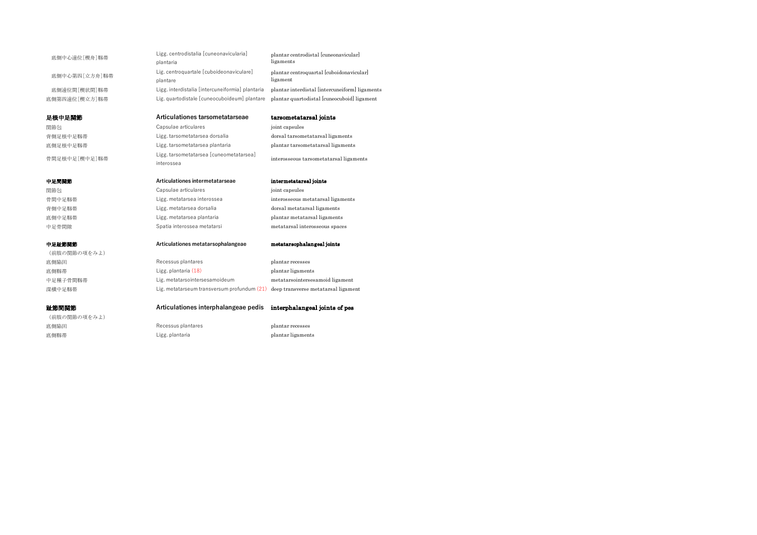| | | |
|---|---|---|
| 底側中心遠位[楔舟]靱帯 | Ligg. centrodistalia [cuneonavicularia] plantaria | plantar centrodistal [cuneonavicular] ligaments |
| 底側中心第四[立方舟]靱帯 | Lig. centroquartale [cuboideonaviculare] plantare | plantar centroquartal [cuboidonavicular] ligament |
| 底側遠位間[楔状間]靱帯 | Ligg. interdistalia [intercuneiformia] plantaria | plantar interdistal [intercuneiform] ligaments |
| 底側第四遠位[楔立方]靱帯 | Lig. quartodistale [cuneocuboideum] plantare | plantar quartodistal [cuneocuboid] ligament |
| **足根中足関節** | **Articulationes tarsometatarseae** | **tarsometatarsal joints** |
| 関節包 | Capsulae articulares | joint capsules |
| 背側足根中足靱帯 | Ligg. tarsometatarsea dorsalia | dorsal tarsometatarsal ligaments |
| 底側足根中足靱帯 | Ligg. tarsometatarsea plantaria | plantar tarsometatarsal ligaments |
| 骨間足根中足[楔中足]靱帯 | Ligg. tarsometatarsea [cuneometatarsea] interossea | interosseous tarsometatarsal ligaments |
| **中足間関節** | **Articulationes intermetatarseae** | **intermetatarsal joints** |
| 関節包 | Capsulae articulares | joint capsules |
| 骨間中足靱帯 | Ligg. metatarsea interossea | interosseous metatarsal ligaments |
| 背側中足靱帯 | Ligg. metatarsea dorsalia | dorsal metatarsal ligaments |
| 底側中足靱帯 | Ligg. metatarsea plantaria | plantar metatarsal ligaments |
| 中足骨間隙 | Spatia interossea metatarsi | metatarsal interosseous spaces |
| **中足趾節関節** | **Articulationes metatarsophalangeae** | **metatarsophalangeal joints** |
| （前肢の関節の項をみよ） | | |
| 底側陥凹 | Recessus plantares | plantar recesses |
| 底側靱帯 | Ligg. plantaria (18) | plantar ligaments |
| 中足種子骨間靱帯 | Lig. metatarsointersesamoideum | metatarsointersesamoid ligament |
| 深横中足靱帯 | Lig. metatarseum transversum profundum (21) | deep transverse metatarsal ligament |
| **趾節間関節** | **Articulationes interphalangeae pedis** | **interphalangeal joints of pes** |
| （前肢の関節の項をみよ） | | |
| 底側陥凹 | Recessus plantares | plantar recesses |
| 底側靱帯 | Ligg. plantaria | plantar ligaments |